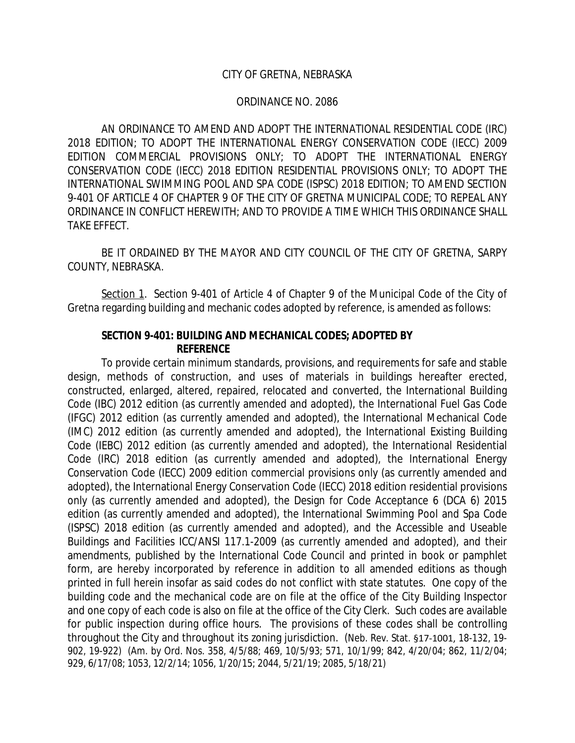CITY OF GRETNA, NEBRASKA

ORDINANCE NO. 2086

AN ORDINANCE TO AMEND AND ADOPT THE INTERNATIONAL RESIDENTIAL CODE (IRC) 2018 EDITION; TO ADOPT THE INTERNATIONAL ENERGY CONSERVATION CODE (IECC) 2009 EDITION COMMERCIAL PROVISIONS ONLY; TO ADOPT THE INTERNATIONAL ENERGY CONSERVATION CODE (IECC) 2018 EDITION RESIDENTIAL PROVISIONS ONLY; TO ADOPT THE INTERNATIONAL SWIMMING POOL AND SPA CODE (ISPSC) 2018 EDITION; TO AMEND SECTION 9-401 OF ARTICLE 4 OF CHAPTER 9 OF THE CITY OF GRETNA MUNICIPAL CODE; TO REPEAL ANY ORDINANCE IN CONFLICT HEREWITH; AND TO PROVIDE A TIME WHICH THIS ORDINANCE SHALL TAKE EFFECT.

BE IT ORDAINED BY THE MAYOR AND CITY COUNCIL OF THE CITY OF GRETNA, SARPY COUNTY, NEBRASKA.

Section 1. Section 9-401 of Article 4 of Chapter 9 of the Municipal Code of the City of Gretna regarding building and mechanic codes adopted by reference, is amended as follows:

**SECTION 9-401: BUILDING AND MECHANICAL CODES; ADOPTED BY REFERENCE**

To provide certain minimum standards, provisions, and requirements for safe and stable design, methods of construction, and uses of materials in buildings hereafter erected, constructed, enlarged, altered, repaired, relocated and converted, the International Building Code (IBC) 2012 edition (as currently amended and adopted), the International Fuel Gas Code (IFGC) 2012 edition (as currently amended and adopted), the International Mechanical Code (IMC) 2012 edition (as currently amended and adopted), the International Existing Building Code (IEBC) 2012 edition (as currently amended and adopted), the International Residential Code (IRC) 2018 edition (as currently amended and adopted), the International Energy Conservation Code (IECC) 2009 edition commercial provisions only (as currently amended and adopted), the International Energy Conservation Code (IECC) 2018 edition residential provisions only (as currently amended and adopted), the Design for Code Acceptance 6 (DCA 6) 2015 edition (as currently amended and adopted), the International Swimming Pool and Spa Code (ISPSC) 2018 edition (as currently amended and adopted), and the Accessible and Useable Buildings and Facilities ICC/ANSI 117.1-2009 (as currently amended and adopted), and their amendments, published by the International Code Council and printed in book or pamphlet form, are hereby incorporated by reference in addition to all amended editions as though printed in full herein insofar as said codes do not conflict with state statutes. One copy of the building code and the mechanical code are on file at the office of the City Building Inspector and one copy of each code is also on file at the office of the City Clerk. Such codes are available for public inspection during office hours. The provisions of these codes shall be controlling throughout the City and throughout its zoning jurisdiction. (Neb. Rev. Stat. §17-1001, 18-132, 19-902, 19-922) (Am. by Ord. Nos. 358, 4/5/88; 469, 10/5/93; 571, 10/1/99; 842, 4/20/04; 862, 11/2/04; 929, 6/17/08; 1053, 12/2/14; 1056, 1/20/15; 2044, 5/21/19; 2085, 5/18/21)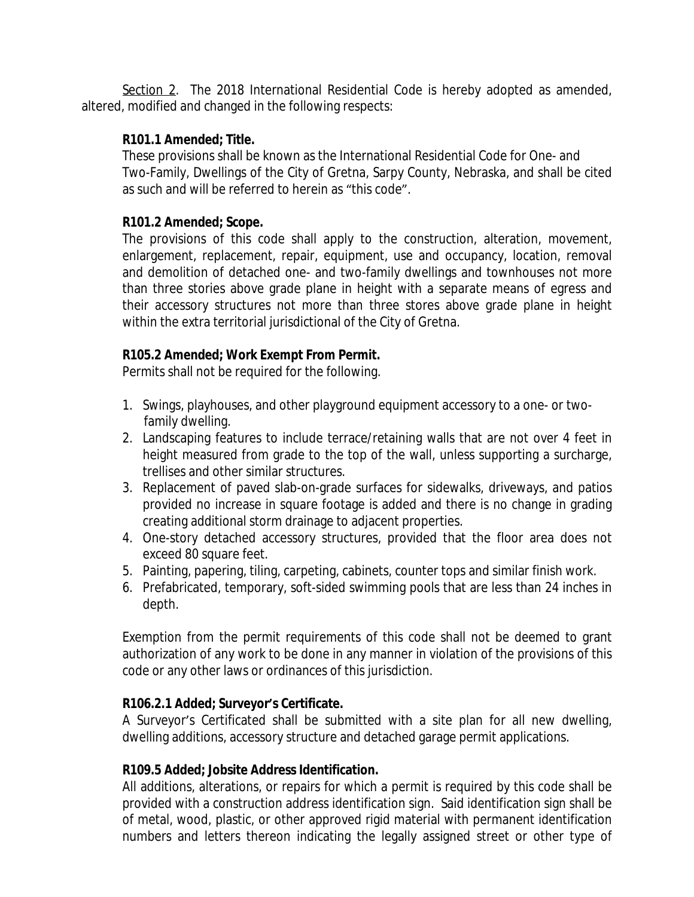<u>Section 2</u>. The 2018 International Residential Code is hereby adopted as amended, altered, modified and changed in the following respects:

**R101.1 Amended; Title.**

These provisions shall be known as the International Residential Code for One- and Two-Family, Dwellings of the City of Gretna, Sarpy County, Nebraska, and shall be cited as such and will be referred to herein as "this code".

**R101.2 Amended; Scope.**

The provisions of this code shall apply to the construction, alteration, movement, enlargement, replacement, repair, equipment, use and occupancy, location, removal and demolition of detached one- and two-family dwellings and townhouses not more than three stories above grade plane in height with a separate means of egress and their accessory structures not more than three stores above grade plane in height within the extra territorial jurisdictional of the City of Gretna.

**R105.2 Amended; Work Exempt From Permit.**

Permits shall not be required for the following.

1. Swings, playhouses, and other playground equipment accessory to a one- or two-family dwelling.
2. Landscaping features to include terrace/retaining walls that are not over 4 feet in height measured from grade to the top of the wall, unless supporting a surcharge, trellises and other similar structures.
3. Replacement of paved slab-on-grade surfaces for sidewalks, driveways, and patios provided no increase in square footage is added and there is no change in grading creating additional storm drainage to adjacent properties.
4. One-story detached accessory structures, provided that the floor area does not exceed 80 square feet.
5. Painting, papering, tiling, carpeting, cabinets, counter tops and similar finish work.
6. Prefabricated, temporary, soft-sided swimming pools that are less than 24 inches in depth.

Exemption from the permit requirements of this code shall not be deemed to grant authorization of any work to be done in any manner in violation of the provisions of this code or any other laws or ordinances of this jurisdiction.

**R106.2.1 Added; Surveyor's Certificate.**

A Surveyor's Certificated shall be submitted with a site plan for all new dwelling, dwelling additions, accessory structure and detached garage permit applications.

**R109.5 Added; Jobsite Address Identification.**

All additions, alterations, or repairs for which a permit is required by this code shall be provided with a construction address identification sign. Said identification sign shall be of metal, wood, plastic, or other approved rigid material with permanent identification numbers and letters thereon indicating the legally assigned street or other type of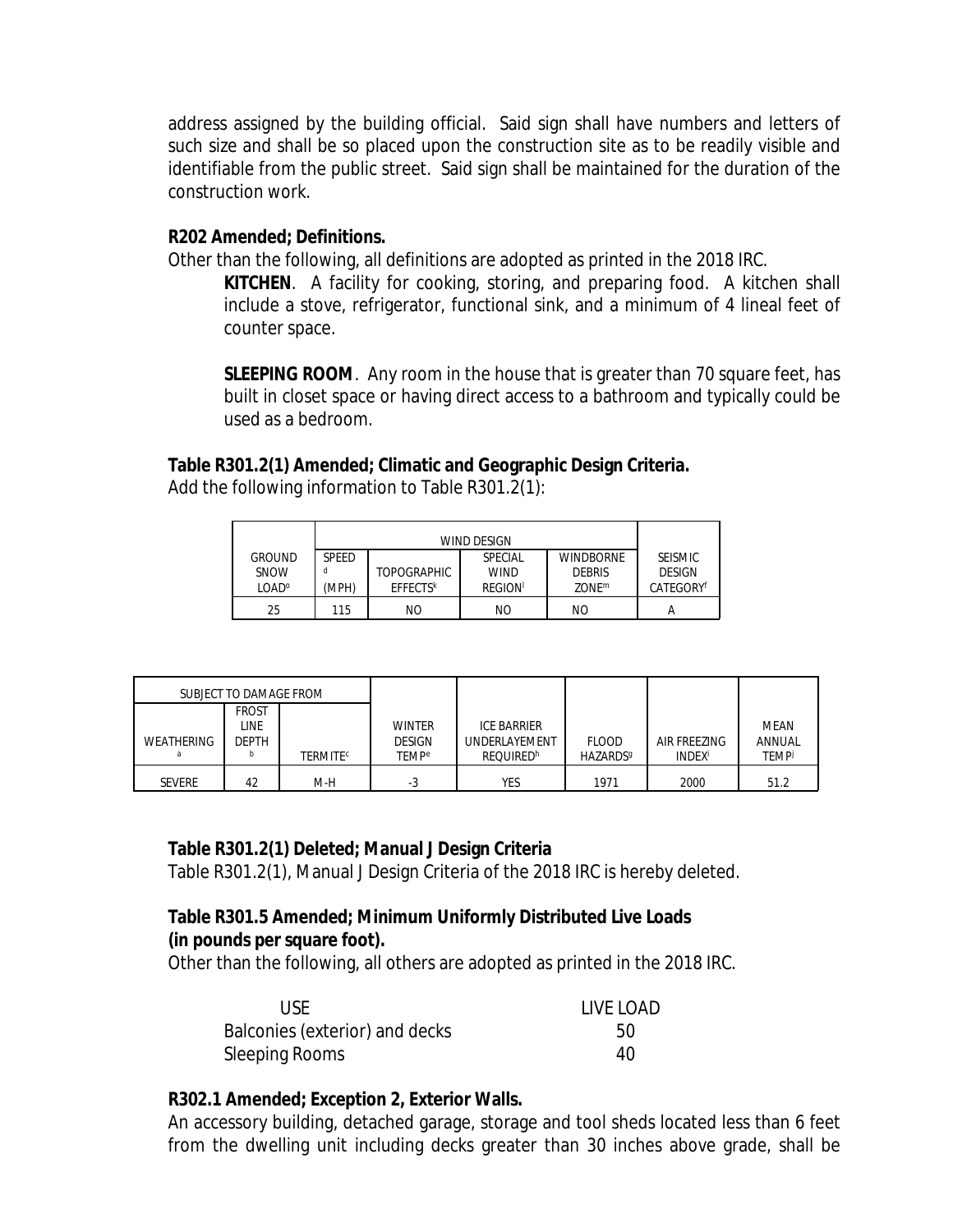address assigned by the building official. Said sign shall have numbers and letters of such size and shall be so placed upon the construction site as to be readily visible and identifiable from the public street. Said sign shall be maintained for the duration of the construction work.

**R202 Amended; Definitions.**

Other than the following, all definitions are adopted as printed in the 2018 IRC.

> **KITCHEN**. A facility for cooking, storing, and preparing food. A kitchen shall include a stove, refrigerator, functional sink, and a minimum of 4 lineal feet of counter space.
>
> **SLEEPING ROOM**. Any room in the house that is greater than 70 square feet, has built in closet space or having direct access to a bathroom and typically could be used as a bedroom.

**Table R301.2(1) Amended; Climatic and Geographic Design Criteria.**

Add the following information to Table R301.2(1):

| GROUND SNOW LOAD[o] | WIND DESIGN | | | | SEISMIC DESIGN CATEGORY[f] |
|---|---|---|---|---|---|
| | SPEED[d] (MPH) | TOPOGRAPHIC EFFECTS[k] | SPECIAL WIND REGION[l] | WINDBORNE DEBRIS ZONE[m] | |
| 25 | 115 | NO | NO | NO | A |

| SUBJECT TO DAMAGE FROM | | | WINTER DESIGN TEMP[e] | ICE BARRIER UNDERLAYEMENT REQUIRED[h] | FLOOD HAZARDS[g] | AIR FREEZING INDEX[i] | MEAN ANNUAL TEMP[j] |
|---|---|---|---|---|---|---|---|
| WEATHERING[a] | FROST LINE DEPTH[b] | TERMITE[c] | | | | | |
| SEVERE | 42 | M-H | -3 | YES | 1971 | 2000 | 51.2 |

**Table R301.2(1) Deleted; Manual J Design Criteria**

Table R301.2(1), Manual J Design Criteria of the 2018 IRC is hereby deleted.

**Table R301.5 Amended; Minimum Uniformly Distributed Live Loads (in pounds per square foot).**

Other than the following, all others are adopted as printed in the 2018 IRC.

| USE | LIVE LOAD |
|---|---|
| Balconies (exterior) and decks | 50 |
| Sleeping Rooms | 40 |

**R302.1 Amended; Exception 2, Exterior Walls.**

An accessory building, detached garage, storage and tool sheds located less than 6 feet from the dwelling unit including decks greater than 30 inches above grade, shall be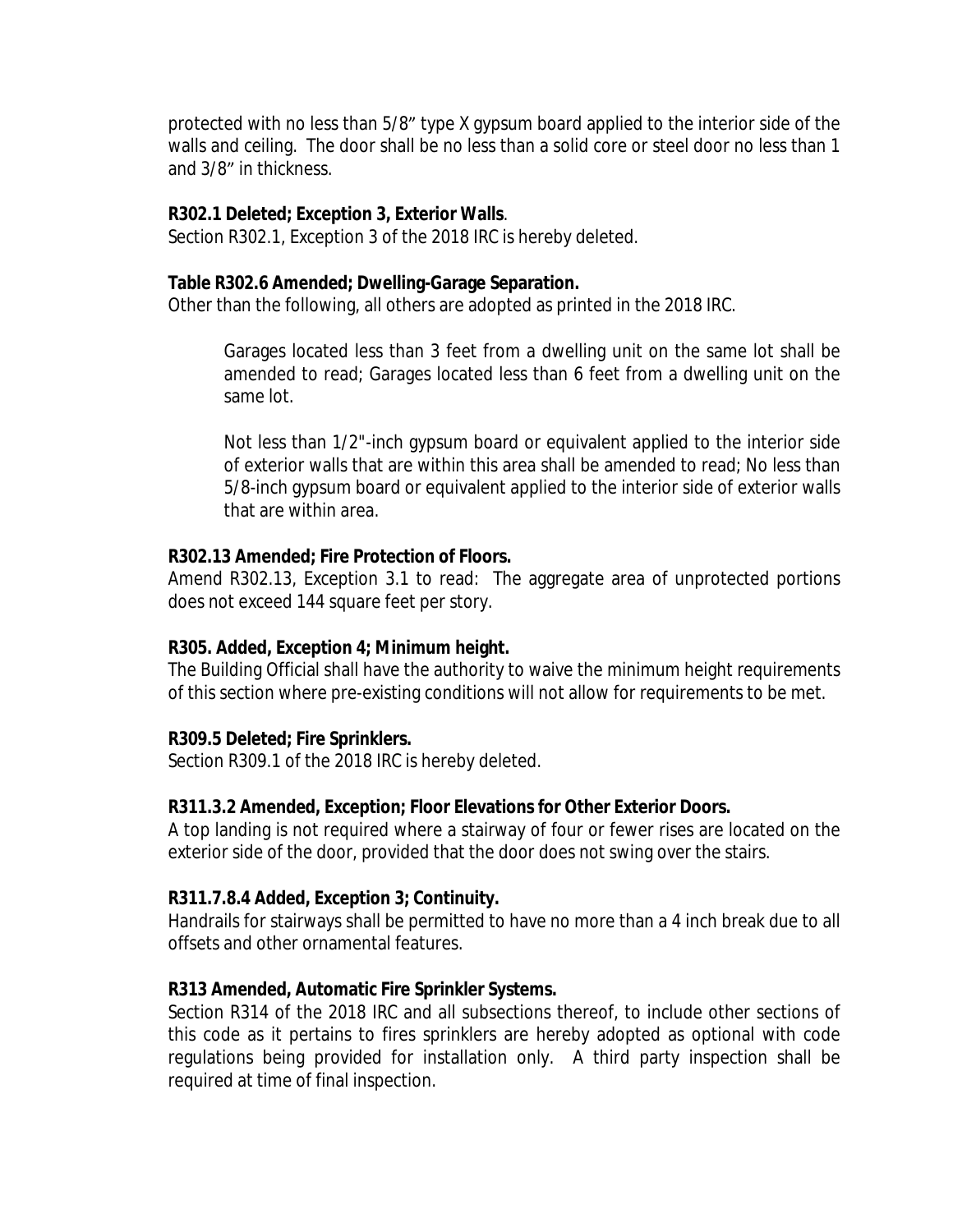protected with no less than 5/8" type X gypsum board applied to the interior side of the walls and ceiling. The door shall be no less than a solid core or steel door no less than 1 and 3/8" in thickness.

**R302.1 Deleted; Exception 3, Exterior Walls**.
Section R302.1, Exception 3 of the 2018 IRC is hereby deleted.

**Table R302.6 Amended; Dwelling-Garage Separation.**
Other than the following, all others are adopted as printed in the 2018 IRC.

> Garages located less than 3 feet from a dwelling unit on the same lot shall be amended to read; Garages located less than 6 feet from a dwelling unit on the same lot.
>
> Not less than 1/2"-inch gypsum board or equivalent applied to the interior side of exterior walls that are within this area shall be amended to read; No less than 5/8-inch gypsum board or equivalent applied to the interior side of exterior walls that are within area.

**R302.13 Amended; Fire Protection of Floors.**
Amend R302.13, Exception 3.1 to read: The aggregate area of unprotected portions does not exceed 144 square feet per story.

**R305. Added, Exception 4; Minimum height.**
The Building Official shall have the authority to waive the minimum height requirements of this section where pre-existing conditions will not allow for requirements to be met.

**R309.5 Deleted; Fire Sprinklers.**
Section R309.1 of the 2018 IRC is hereby deleted.

**R311.3.2 Amended, Exception; Floor Elevations for Other Exterior Doors.**
A top landing is not required where a stairway of four or fewer rises are located on the exterior side of the door, provided that the door does not swing over the stairs.

**R311.7.8.4 Added, Exception 3; Continuity.**
Handrails for stairways shall be permitted to have no more than a 4 inch break due to all offsets and other ornamental features.

**R313 Amended, Automatic Fire Sprinkler Systems.**
Section R314 of the 2018 IRC and all subsections thereof, to include other sections of this code as it pertains to fires sprinklers are hereby adopted as optional with code regulations being provided for installation only. A third party inspection shall be required at time of final inspection.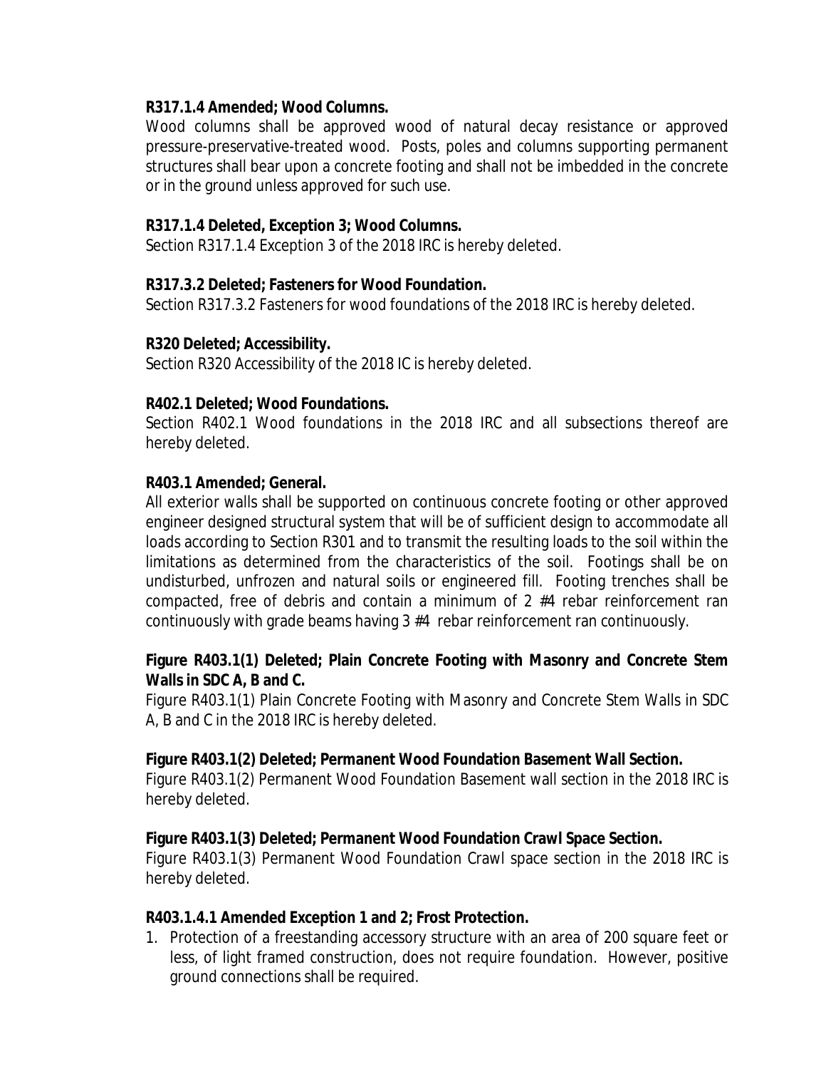**R317.1.4 Amended; Wood Columns.**

Wood columns shall be approved wood of natural decay resistance or approved pressure-preservative-treated wood. Posts, poles and columns supporting permanent structures shall bear upon a concrete footing and shall not be imbedded in the concrete or in the ground unless approved for such use.

**R317.1.4 Deleted, Exception 3; Wood Columns.**

Section R317.1.4 Exception 3 of the 2018 IRC is hereby deleted.

**R317.3.2 Deleted; Fasteners for Wood Foundation.**

Section R317.3.2 Fasteners for wood foundations of the 2018 IRC is hereby deleted.

**R320 Deleted; Accessibility.**

Section R320 Accessibility of the 2018 IC is hereby deleted.

**R402.1 Deleted; Wood Foundations.**

Section R402.1 Wood foundations in the 2018 IRC and all subsections thereof are hereby deleted.

**R403.1 Amended; General.**

All exterior walls shall be supported on continuous concrete footing or other approved engineer designed structural system that will be of sufficient design to accommodate all loads according to Section R301 and to transmit the resulting loads to the soil within the limitations as determined from the characteristics of the soil. Footings shall be on undisturbed, unfrozen and natural soils or engineered fill. Footing trenches shall be compacted, free of debris and contain a minimum of 2 #4 rebar reinforcement ran continuously with grade beams having 3 #4 rebar reinforcement ran continuously.

**Figure R403.1(1) Deleted; Plain Concrete Footing with Masonry and Concrete Stem Walls in SDC A, B and C.**

Figure R403.1(1) Plain Concrete Footing with Masonry and Concrete Stem Walls in SDC A, B and C in the 2018 IRC is hereby deleted.

**Figure R403.1(2) Deleted; Permanent Wood Foundation Basement Wall Section.**

Figure R403.1(2) Permanent Wood Foundation Basement wall section in the 2018 IRC is hereby deleted.

**Figure R403.1(3) Deleted; Permanent Wood Foundation Crawl Space Section.**

Figure R403.1(3) Permanent Wood Foundation Crawl space section in the 2018 IRC is hereby deleted.

**R403.1.4.1 Amended Exception 1 and 2; Frost Protection.**

1. Protection of a freestanding accessory structure with an area of 200 square feet or less, of light framed construction, does not require foundation. However, positive ground connections shall be required.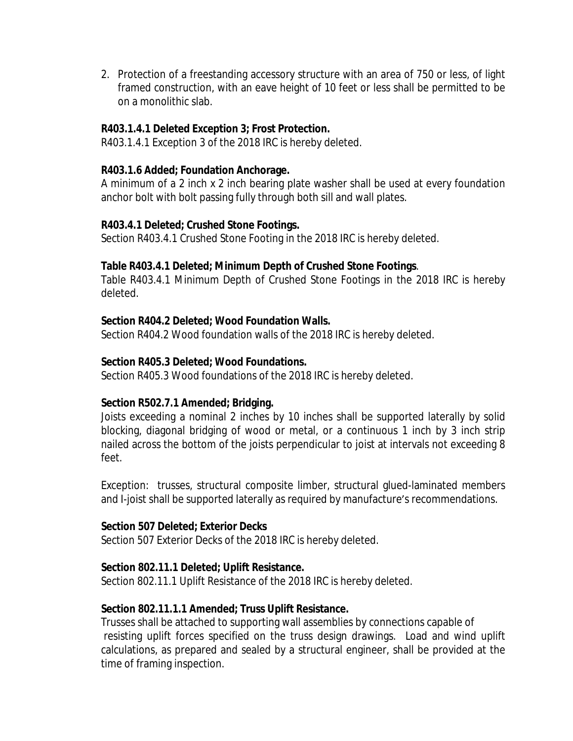2. Protection of a freestanding accessory structure with an area of 750 or less, of light framed construction, with an eave height of 10 feet or less shall be permitted to be on a monolithic slab.

**R403.1.4.1 Deleted Exception 3; Frost Protection.**

R403.1.4.1 Exception 3 of the 2018 IRC is hereby deleted.

**R403.1.6 Added; Foundation Anchorage.**

A minimum of a 2 inch x 2 inch bearing plate washer shall be used at every foundation anchor bolt with bolt passing fully through both sill and wall plates.

**R403.4.1 Deleted; Crushed Stone Footings.**

Section R403.4.1 Crushed Stone Footing in the 2018 IRC is hereby deleted.

**Table R403.4.1 Deleted; Minimum Depth of Crushed Stone Footings**.

Table R403.4.1 Minimum Depth of Crushed Stone Footings in the 2018 IRC is hereby deleted.

**Section R404.2 Deleted; Wood Foundation Walls.**

Section R404.2 Wood foundation walls of the 2018 IRC is hereby deleted.

**Section R405.3 Deleted; Wood Foundations.**

Section R405.3 Wood foundations of the 2018 IRC is hereby deleted.

**Section R502.7.1 Amended; Bridging.**

Joists exceeding a nominal 2 inches by 10 inches shall be supported laterally by solid blocking, diagonal bridging of wood or metal, or a continuous 1 inch by 3 inch strip nailed across the bottom of the joists perpendicular to joist at intervals not exceeding 8 feet.

Exception: trusses, structural composite limber, structural glued-laminated members and I-joist shall be supported laterally as required by manufacture's recommendations.

**Section 507 Deleted; Exterior Decks**

Section 507 Exterior Decks of the 2018 IRC is hereby deleted.

**Section 802.11.1 Deleted; Uplift Resistance.**

Section 802.11.1 Uplift Resistance of the 2018 IRC is hereby deleted.

**Section 802.11.1.1 Amended; Truss Uplift Resistance.**

Trusses shall be attached to supporting wall assemblies by connections capable of resisting uplift forces specified on the truss design drawings. Load and wind uplift calculations, as prepared and sealed by a structural engineer, shall be provided at the time of framing inspection.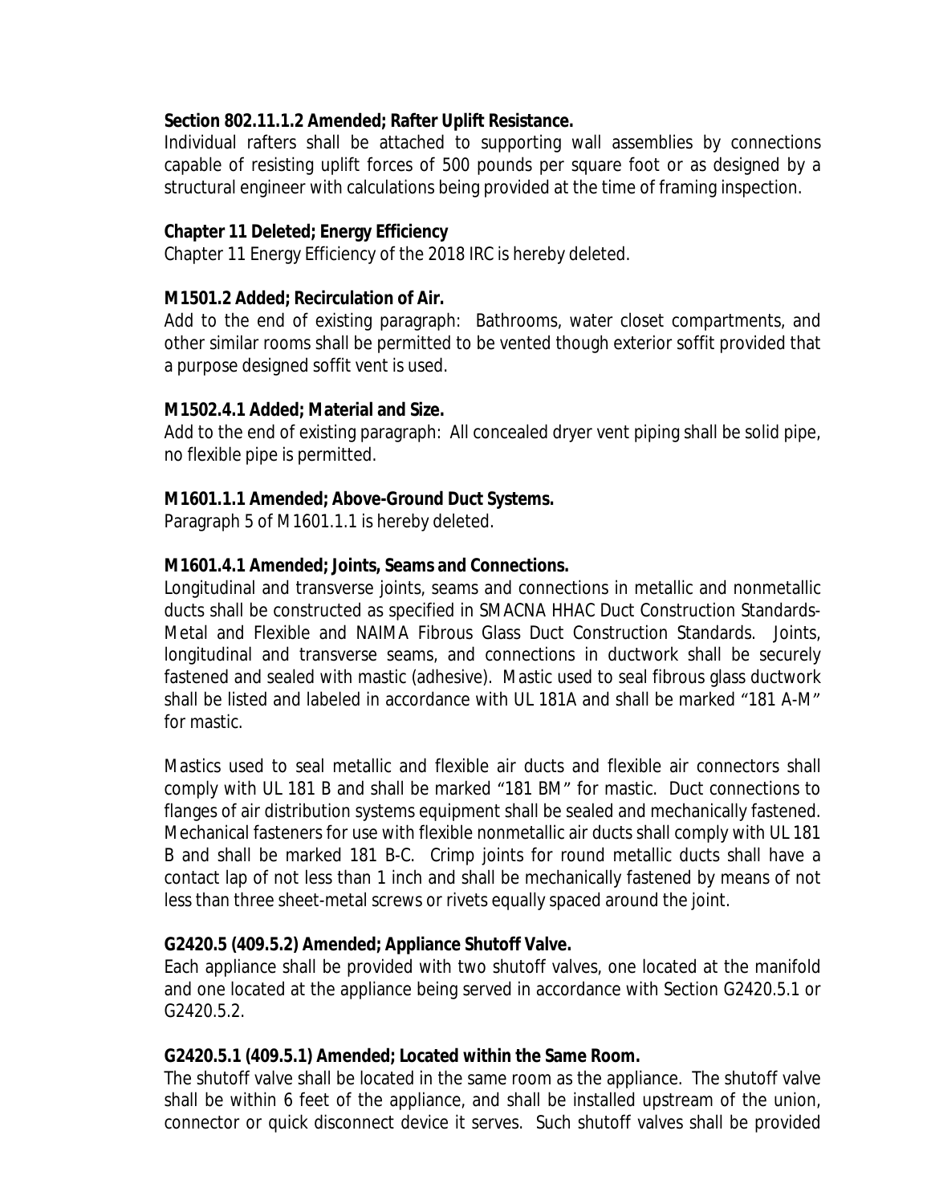**Section 802.11.1.2 Amended; Rafter Uplift Resistance.**

Individual rafters shall be attached to supporting wall assemblies by connections capable of resisting uplift forces of 500 pounds per square foot or as designed by a structural engineer with calculations being provided at the time of framing inspection.

**Chapter 11 Deleted; Energy Efficiency**

Chapter 11 Energy Efficiency of the 2018 IRC is hereby deleted.

**M1501.2 Added; Recirculation of Air.**

Add to the end of existing paragraph: Bathrooms, water closet compartments, and other similar rooms shall be permitted to be vented though exterior soffit provided that a purpose designed soffit vent is used.

**M1502.4.1 Added; Material and Size.**

Add to the end of existing paragraph: All concealed dryer vent piping shall be solid pipe, no flexible pipe is permitted.

**M1601.1.1 Amended; Above-Ground Duct Systems.**

Paragraph 5 of M1601.1.1 is hereby deleted.

**M1601.4.1 Amended; Joints, Seams and Connections.**

Longitudinal and transverse joints, seams and connections in metallic and nonmetallic ducts shall be constructed as specified in SMACNA HHAC Duct Construction Standards-Metal and Flexible and NAIMA Fibrous Glass Duct Construction Standards. Joints, longitudinal and transverse seams, and connections in ductwork shall be securely fastened and sealed with mastic (adhesive). Mastic used to seal fibrous glass ductwork shall be listed and labeled in accordance with UL 181A and shall be marked "181 A-M" for mastic.

Mastics used to seal metallic and flexible air ducts and flexible air connectors shall comply with UL 181 B and shall be marked "181 BM" for mastic. Duct connections to flanges of air distribution systems equipment shall be sealed and mechanically fastened. Mechanical fasteners for use with flexible nonmetallic air ducts shall comply with UL 181 B and shall be marked 181 B-C. Crimp joints for round metallic ducts shall have a contact lap of not less than 1 inch and shall be mechanically fastened by means of not less than three sheet-metal screws or rivets equally spaced around the joint.

**G2420.5 (409.5.2) Amended; Appliance Shutoff Valve.**

Each appliance shall be provided with two shutoff valves, one located at the manifold and one located at the appliance being served in accordance with Section G2420.5.1 or G2420.5.2.

**G2420.5.1 (409.5.1) Amended; Located within the Same Room.**

The shutoff valve shall be located in the same room as the appliance. The shutoff valve shall be within 6 feet of the appliance, and shall be installed upstream of the union, connector or quick disconnect device it serves. Such shutoff valves shall be provided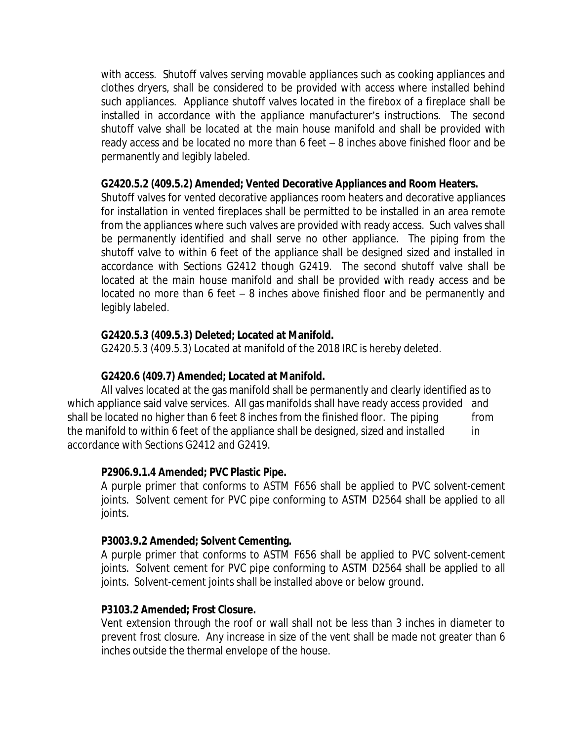with access. Shutoff valves serving movable appliances such as cooking appliances and clothes dryers, shall be considered to be provided with access where installed behind such appliances. Appliance shutoff valves located in the firebox of a fireplace shall be installed in accordance with the appliance manufacturer's instructions. The second shutoff valve shall be located at the main house manifold and shall be provided with ready access and be located no more than 6 feet – 8 inches above finished floor and be permanently and legibly labeled.

**G2420.5.2 (409.5.2) Amended; Vented Decorative Appliances and Room Heaters.**
Shutoff valves for vented decorative appliances room heaters and decorative appliances for installation in vented fireplaces shall be permitted to be installed in an area remote from the appliances where such valves are provided with ready access. Such valves shall be permanently identified and shall serve no other appliance. The piping from the shutoff valve to within 6 feet of the appliance shall be designed sized and installed in accordance with Sections G2412 though G2419. The second shutoff valve shall be located at the main house manifold and shall be provided with ready access and be located no more than 6 feet – 8 inches above finished floor and be permanently and legibly labeled.

**G2420.5.3 (409.5.3) Deleted; Located at Manifold.**
G2420.5.3 (409.5.3) Located at manifold of the 2018 IRC is hereby deleted.

**G2420.6 (409.7) Amended; Located at Manifold.**
All valves located at the gas manifold shall be permanently and clearly identified as to which appliance said valve services. All gas manifolds shall have ready access provided and shall be located no higher than 6 feet 8 inches from the finished floor. The piping from the manifold to within 6 feet of the appliance shall be designed, sized and installed in accordance with Sections G2412 and G2419.

**P2906.9.1.4 Amended; PVC Plastic Pipe.**
A purple primer that conforms to ASTM F656 shall be applied to PVC solvent-cement joints. Solvent cement for PVC pipe conforming to ASTM D2564 shall be applied to all joints.

**P3003.9.2 Amended; Solvent Cementing.**
A purple primer that conforms to ASTM F656 shall be applied to PVC solvent-cement joints. Solvent cement for PVC pipe conforming to ASTM D2564 shall be applied to all joints. Solvent-cement joints shall be installed above or below ground.

**P3103.2 Amended; Frost Closure.**
Vent extension through the roof or wall shall not be less than 3 inches in diameter to prevent frost closure. Any increase in size of the vent shall be made not greater than 6 inches outside the thermal envelope of the house.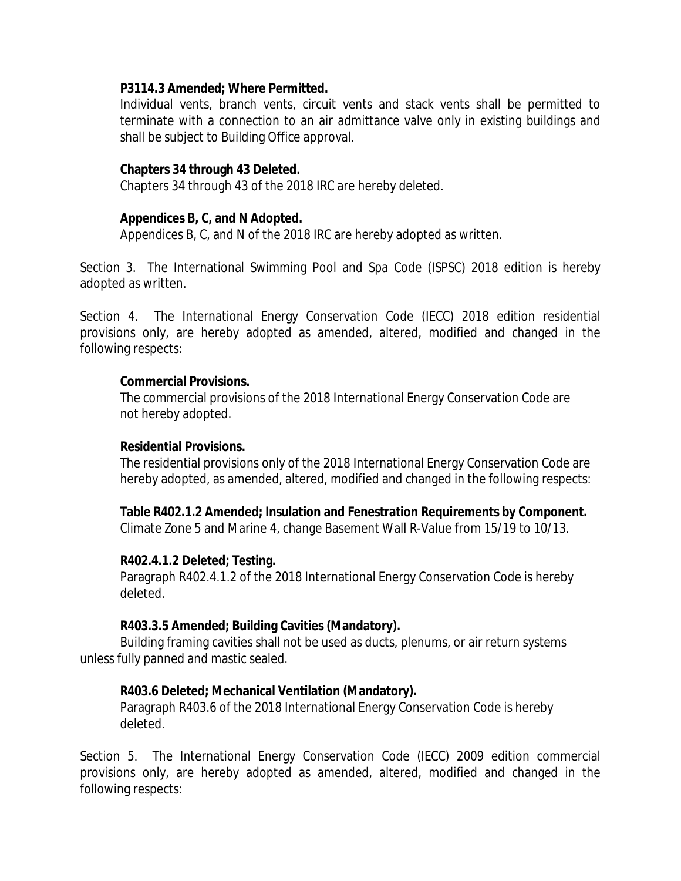**P3114.3 Amended; Where Permitted.**
Individual vents, branch vents, circuit vents and stack vents shall be permitted to terminate with a connection to an air admittance valve only in existing buildings and shall be subject to Building Office approval.

**Chapters 34 through 43 Deleted.**
Chapters 34 through 43 of the 2018 IRC are hereby deleted.

**Appendices B, C, and N Adopted.**
Appendices B, C, and N of the 2018 IRC are hereby adopted as written.

Section 3. The International Swimming Pool and Spa Code (ISPSC) 2018 edition is hereby adopted as written.

Section 4. The International Energy Conservation Code (IECC) 2018 edition residential provisions only, are hereby adopted as amended, altered, modified and changed in the following respects:

**Commercial Provisions.**
The commercial provisions of the 2018 International Energy Conservation Code are not hereby adopted.

**Residential Provisions.**
The residential provisions only of the 2018 International Energy Conservation Code are hereby adopted, as amended, altered, modified and changed in the following respects:

**Table R402.1.2 Amended; Insulation and Fenestration Requirements by Component.**
Climate Zone 5 and Marine 4, change Basement Wall R-Value from 15/19 to 10/13.

**R402.4.1.2 Deleted; Testing.**
Paragraph R402.4.1.2 of the 2018 International Energy Conservation Code is hereby deleted.

**R403.3.5 Amended; Building Cavities (Mandatory).**
Building framing cavities shall not be used as ducts, plenums, or air return systems unless fully panned and mastic sealed.

**R403.6 Deleted; Mechanical Ventilation (Mandatory).**
Paragraph R403.6 of the 2018 International Energy Conservation Code is hereby deleted.

Section 5. The International Energy Conservation Code (IECC) 2009 edition commercial provisions only, are hereby adopted as amended, altered, modified and changed in the following respects: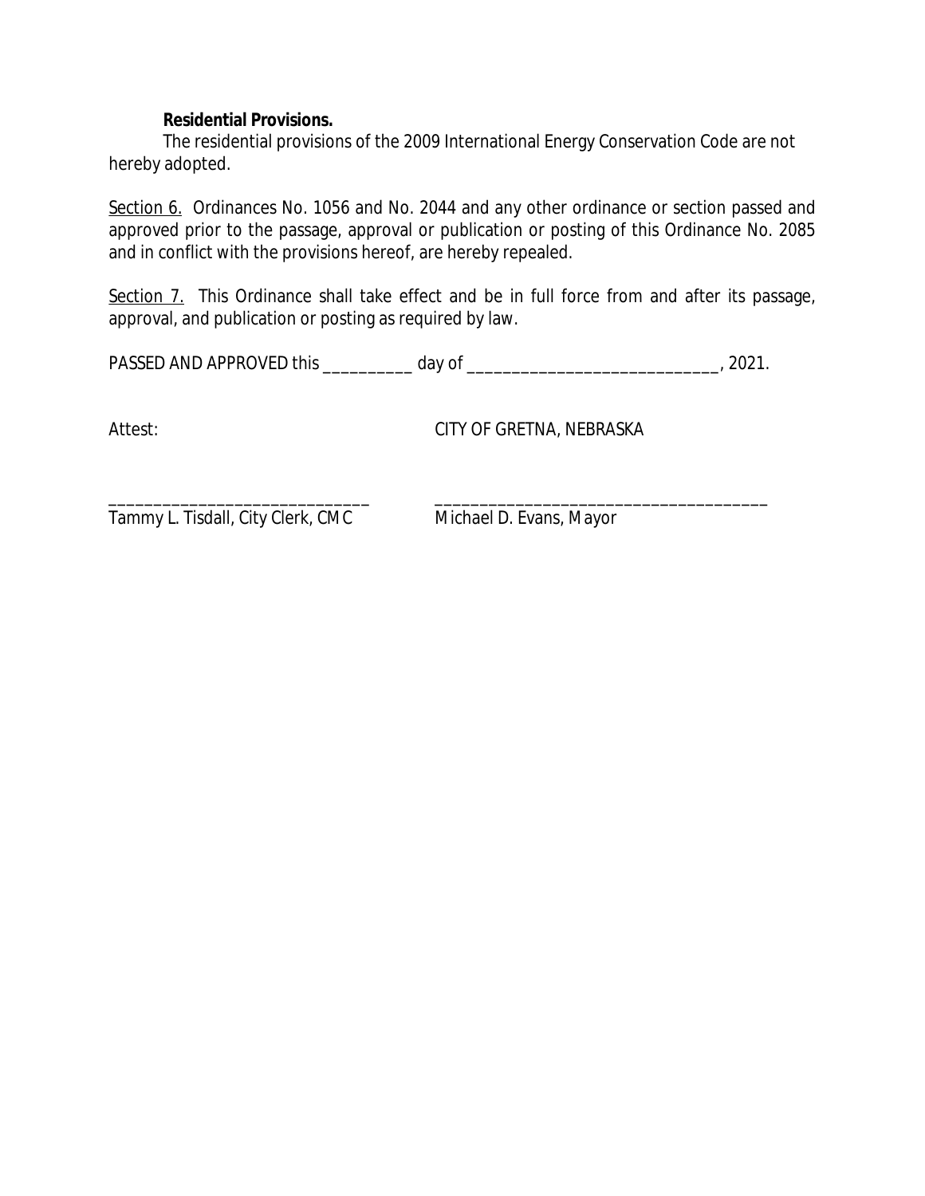**Residential Provisions.**

The residential provisions of the 2009 International Energy Conservation Code are not hereby adopted.

Section 6. Ordinances No. 1056 and No. 2044 and any other ordinance or section passed and approved prior to the passage, approval or publication or posting of this Ordinance No. 2085 and in conflict with the provisions hereof, are hereby repealed.

Section 7. This Ordinance shall take effect and be in full force from and after its passage, approval, and publication or posting as required by law.

PASSED AND APPROVED this __________ day of ____________________________, 2021.

Attest: CITY OF GRETNA, NEBRASKA

_____________________________ ____________________________________

Tammy L. Tisdall, City Clerk, CMC Michael D. Evans, Mayor